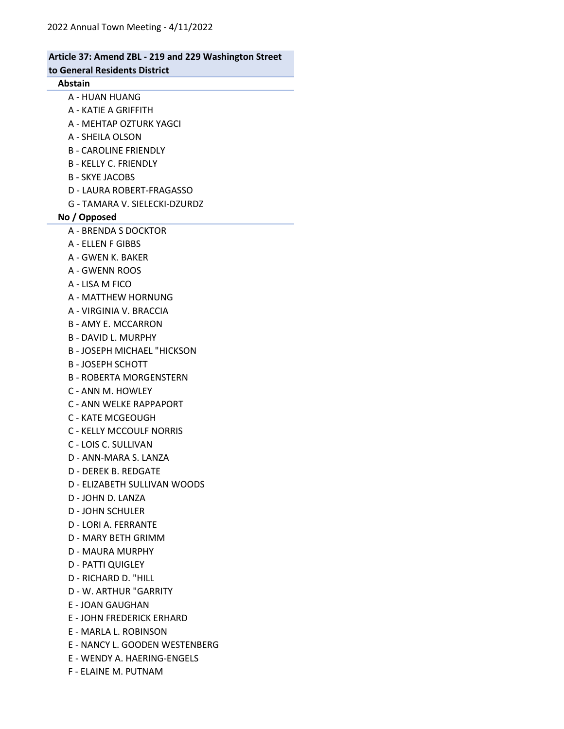2022 Annual Town Meeting - 4/11/2022

**Article 37: Amend ZBL - 219 and 229 Washington Street to General Residents District**

**Abstain**

- A - HUAN HUANG
- A - KATIE A GRIFFITH
- A - MEHTAP OZTURK YAGCI
- A - SHEILA OLSON
- B - CAROLINE FRIENDLY
- B - KELLY C. FRIENDLY
- B - SKYE JACOBS
- D - LAURA ROBERT-FRAGASSO
- G - TAMARA V. SIELECKI-DZURDZ

**No / Opposed**

- A - BRENDA S DOCKTOR
- A - ELLEN F GIBBS
- A - GWEN K. BAKER
- A - GWENN ROOS
- A - LISA M FICO
- A - MATTHEW HORNUNG
- A - VIRGINIA V. BRACCIA
- B - AMY E. MCCARRON
- B - DAVID L. MURPHY
- B - JOSEPH MICHAEL "HICKSON
- B - JOSEPH SCHOTT
- B - ROBERTA MORGENSTERN
- C - ANN M. HOWLEY
- C - ANN WELKE RAPPAPORT
- C - KATE MCGEOUGH
- C - KELLY MCCOULF NORRIS
- C - LOIS C. SULLIVAN
- D - ANN-MARA S. LANZA
- D - DEREK B. REDGATE
- D - ELIZABETH SULLIVAN WOODS
- D - JOHN D. LANZA
- D - JOHN SCHULER
- D - LORI A. FERRANTE
- D - MARY BETH GRIMM
- D - MAURA MURPHY
- D - PATTI QUIGLEY
- D - RICHARD D. "HILL
- D - W. ARTHUR "GARRITY
- E - JOAN GAUGHAN
- E - JOHN FREDERICK ERHARD
- E - MARLA L. ROBINSON
- E - NANCY L. GOODEN WESTENBERG
- E - WENDY A. HAERING-ENGELS
- F - ELAINE M. PUTNAM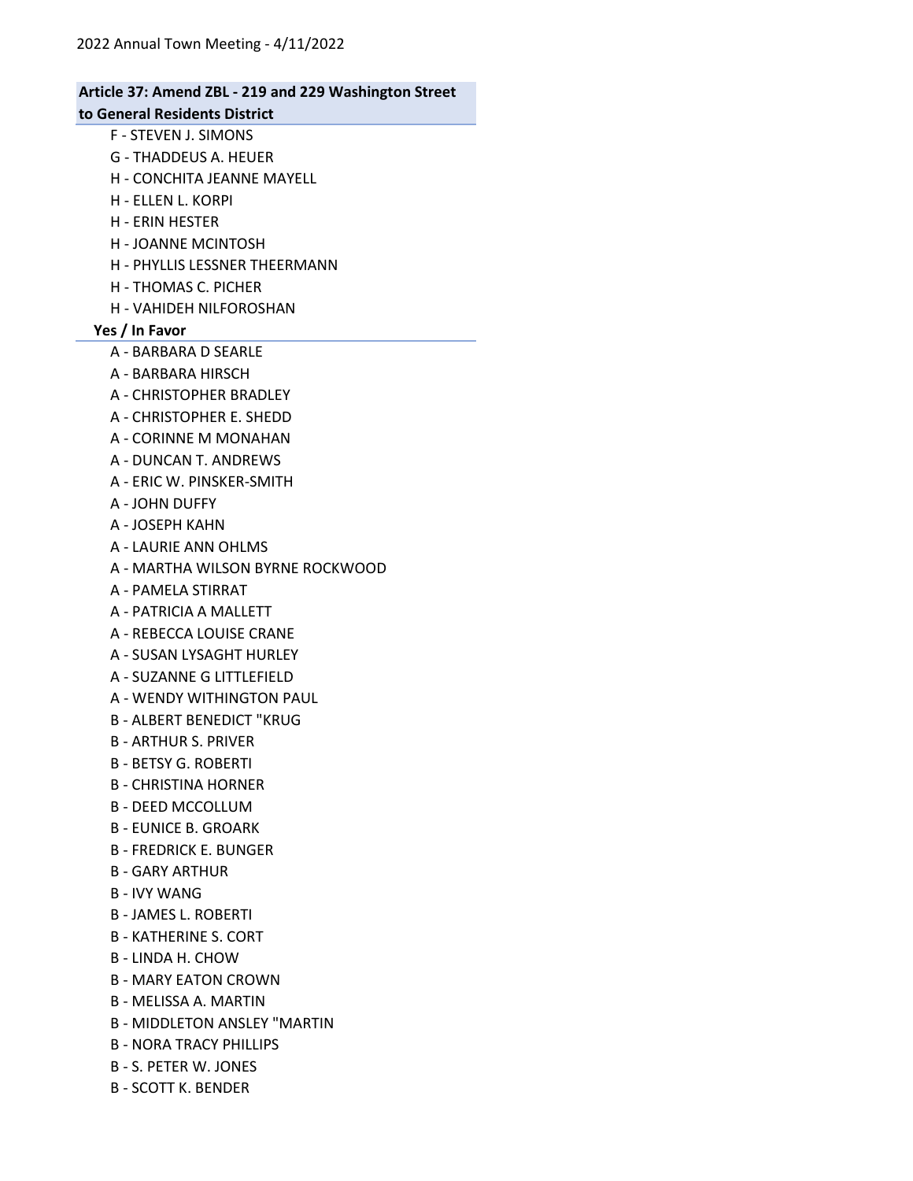**Article 37: Amend ZBL - 219 and 229 Washington Street to General Residents District**

- F - STEVEN J. SIMONS
- G - THADDEUS A. HEUER
- H - CONCHITA JEANNE MAYELL
- H - ELLEN L. KORPI
- H - ERIN HESTER
- H - JOANNE MCINTOSH
- H - PHYLLIS LESSNER THEERMANN
- H - THOMAS C. PICHER
- H - VAHIDEH NILFOROSHAN

**Yes / In Favor**

- A - BARBARA D SEARLE
- A - BARBARA HIRSCH
- A - CHRISTOPHER BRADLEY
- A - CHRISTOPHER E. SHEDD
- A - CORINNE M MONAHAN
- A - DUNCAN T. ANDREWS
- A - ERIC W. PINSKER-SMITH
- A - JOHN DUFFY
- A - JOSEPH KAHN
- A - LAURIE ANN OHLMS
- A - MARTHA WILSON BYRNE ROCKWOOD
- A - PAMELA STIRRAT
- A - PATRICIA A MALLETT
- A - REBECCA LOUISE CRANE
- A - SUSAN LYSAGHT HURLEY
- A - SUZANNE G LITTLEFIELD
- A - WENDY WITHINGTON PAUL
- B - ALBERT BENEDICT "KRUG
- B - ARTHUR S. PRIVER
- B - BETSY G. ROBERTI
- B - CHRISTINA HORNER
- B - DEED MCCOLLUM
- B - EUNICE B. GROARK
- B - FREDRICK E. BUNGER
- B - GARY ARTHUR
- B - IVY WANG
- B - JAMES L. ROBERTI
- B - KATHERINE S. CORT
- B - LINDA H. CHOW
- B - MARY EATON CROWN
- B - MELISSA A. MARTIN
- B - MIDDLETON ANSLEY "MARTIN
- B - NORA TRACY PHILLIPS
- B - S. PETER W. JONES
- B - SCOTT K. BENDER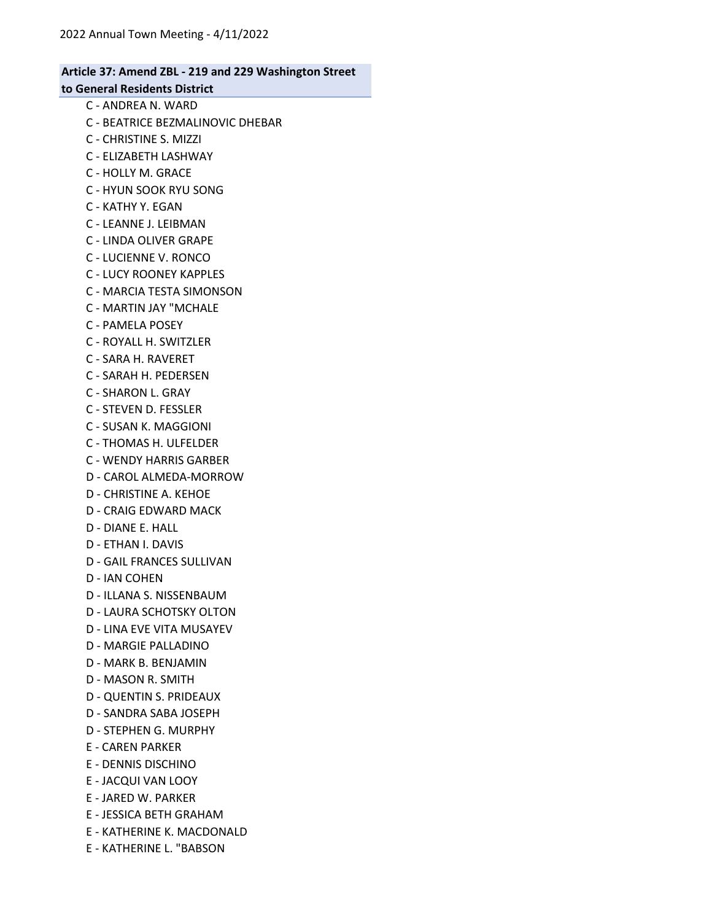**Article 37: Amend ZBL - 219 and 229 Washington Street to General Residents District**

C - ANDREA N. WARD
C - BEATRICE BEZMALINOVIC DHEBAR
C - CHRISTINE S. MIZZI
C - ELIZABETH LASHWAY
C - HOLLY M. GRACE
C - HYUN SOOK RYU SONG
C - KATHY Y. EGAN
C - LEANNE J. LEIBMAN
C - LINDA OLIVER GRAPE
C - LUCIENNE V. RONCO
C - LUCY ROONEY KAPPLES
C - MARCIA TESTA SIMONSON
C - MARTIN JAY "MCHALE
C - PAMELA POSEY
C - ROYALL H. SWITZLER
C - SARA H. RAVERET
C - SARAH H. PEDERSEN
C - SHARON L. GRAY
C - STEVEN D. FESSLER
C - SUSAN K. MAGGIONI
C - THOMAS H. ULFELDER
C - WENDY HARRIS GARBER
D - CAROL ALMEDA-MORROW
D - CHRISTINE A. KEHOE
D - CRAIG EDWARD MACK
D - DIANE E. HALL
D - ETHAN I. DAVIS
D - GAIL FRANCES SULLIVAN
D - IAN COHEN
D - ILLANA S. NISSENBAUM
D - LAURA SCHOTSKY OLTON
D - LINA EVE VITA MUSAYEV
D - MARGIE PALLADINO
D - MARK B. BENJAMIN
D - MASON R. SMITH
D - QUENTIN S. PRIDEAUX
D - SANDRA SABA JOSEPH
D - STEPHEN G. MURPHY
E - CAREN PARKER
E - DENNIS DISCHINO
E - JACQUI VAN LOOY
E - JARED W. PARKER
E - JESSICA BETH GRAHAM
E - KATHERINE K. MACDONALD
E - KATHERINE L. "BABSON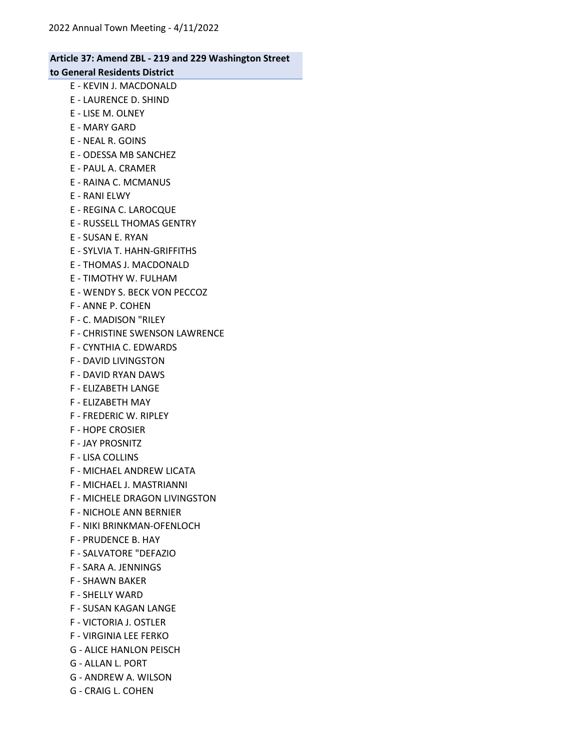**Article 37: Amend ZBL - 219 and 229 Washington Street to General Residents District**

E - KEVIN J. MACDONALD
E - LAURENCE D. SHIND
E - LISE M. OLNEY
E - MARY GARD
E - NEAL R. GOINS
E - ODESSA MB SANCHEZ
E - PAUL A. CRAMER
E - RAINA C. MCMANUS
E - RANI ELWY
E - REGINA C. LAROCQUE
E - RUSSELL THOMAS GENTRY
E - SUSAN E. RYAN
E - SYLVIA T. HAHN-GRIFFITHS
E - THOMAS J. MACDONALD
E - TIMOTHY W. FULHAM
E - WENDY S. BECK VON PECCOZ
F - ANNE P. COHEN
F - C. MADISON "RILEY
F - CHRISTINE SWENSON LAWRENCE
F - CYNTHIA C. EDWARDS
F - DAVID LIVINGSTON
F - DAVID RYAN DAWS
F - ELIZABETH LANGE
F - ELIZABETH MAY
F - FREDERIC W. RIPLEY
F - HOPE CROSIER
F - JAY PROSNITZ
F - LISA COLLINS
F - MICHAEL ANDREW LICATA
F - MICHAEL J. MASTRIANNI
F - MICHELE DRAGON LIVINGSTON
F - NICHOLE ANN BERNIER
F - NIKI BRINKMAN-OFENLOCH
F - PRUDENCE B. HAY
F - SALVATORE "DEFAZIO
F - SARA A. JENNINGS
F - SHAWN BAKER
F - SHELLY WARD
F - SUSAN KAGAN LANGE
F - VICTORIA J. OSTLER
F - VIRGINIA LEE FERKO
G - ALICE HANLON PEISCH
G - ALLAN L. PORT
G - ANDREW A. WILSON
G - CRAIG L. COHEN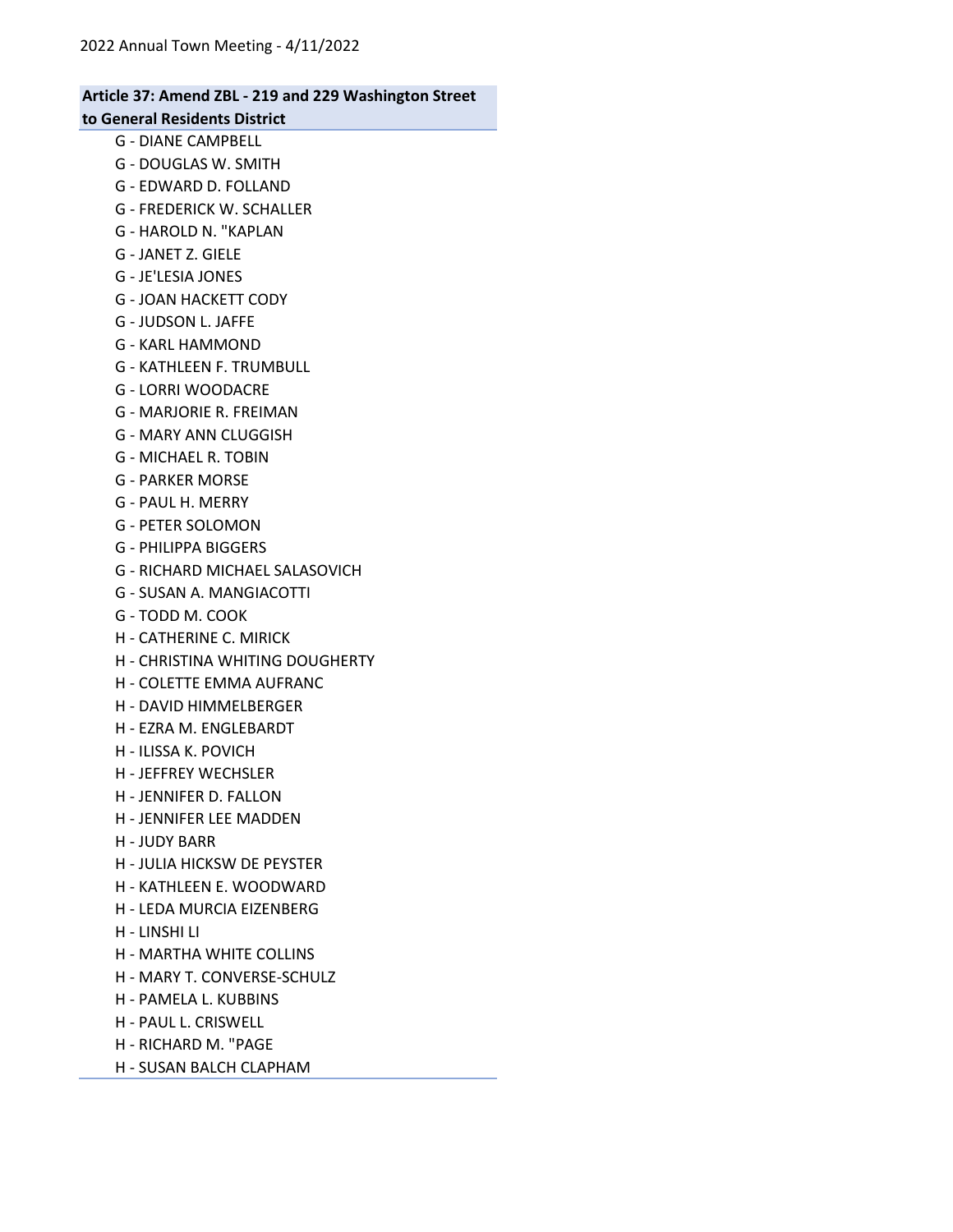| Article 37: Amend ZBL - 219 and 229 Washington Street to General Residents District |
| --- |
| G - DIANE CAMPBELL |
| G - DOUGLAS W. SMITH |
| G - EDWARD D. FOLLAND |
| G - FREDERICK W. SCHALLER |
| G - HAROLD N. "KAPLAN |
| G - JANET Z. GIELE |
| G - JE'LESIA JONES |
| G - JOAN HACKETT CODY |
| G - JUDSON L. JAFFE |
| G - KARL HAMMOND |
| G - KATHLEEN F. TRUMBULL |
| G - LORRI WOODACRE |
| G - MARJORIE R. FREIMAN |
| G - MARY ANN CLUGGISH |
| G - MICHAEL R. TOBIN |
| G - PARKER MORSE |
| G - PAUL H. MERRY |
| G - PETER SOLOMON |
| G - PHILIPPA BIGGERS |
| G - RICHARD MICHAEL SALASOVICH |
| G - SUSAN A. MANGIACOTTI |
| G - TODD M. COOK |
| H - CATHERINE C. MIRICK |
| H - CHRISTINA WHITING DOUGHERTY |
| H - COLETTE EMMA AUFRANC |
| H - DAVID HIMMELBERGER |
| H - EZRA M. ENGLEBARDT |
| H - ILISSA K. POVICH |
| H - JEFFREY WECHSLER |
| H - JENNIFER D. FALLON |
| H - JENNIFER LEE MADDEN |
| H - JUDY BARR |
| H - JULIA HICKSW DE PEYSTER |
| H - KATHLEEN E. WOODWARD |
| H - LEDA MURCIA EIZENBERG |
| H - LINSHI LI |
| H - MARTHA WHITE COLLINS |
| H - MARY T. CONVERSE-SCHULZ |
| H - PAMELA L. KUBBINS |
| H - PAUL L. CRISWELL |
| H - RICHARD M. "PAGE |
| H - SUSAN BALCH CLAPHAM |